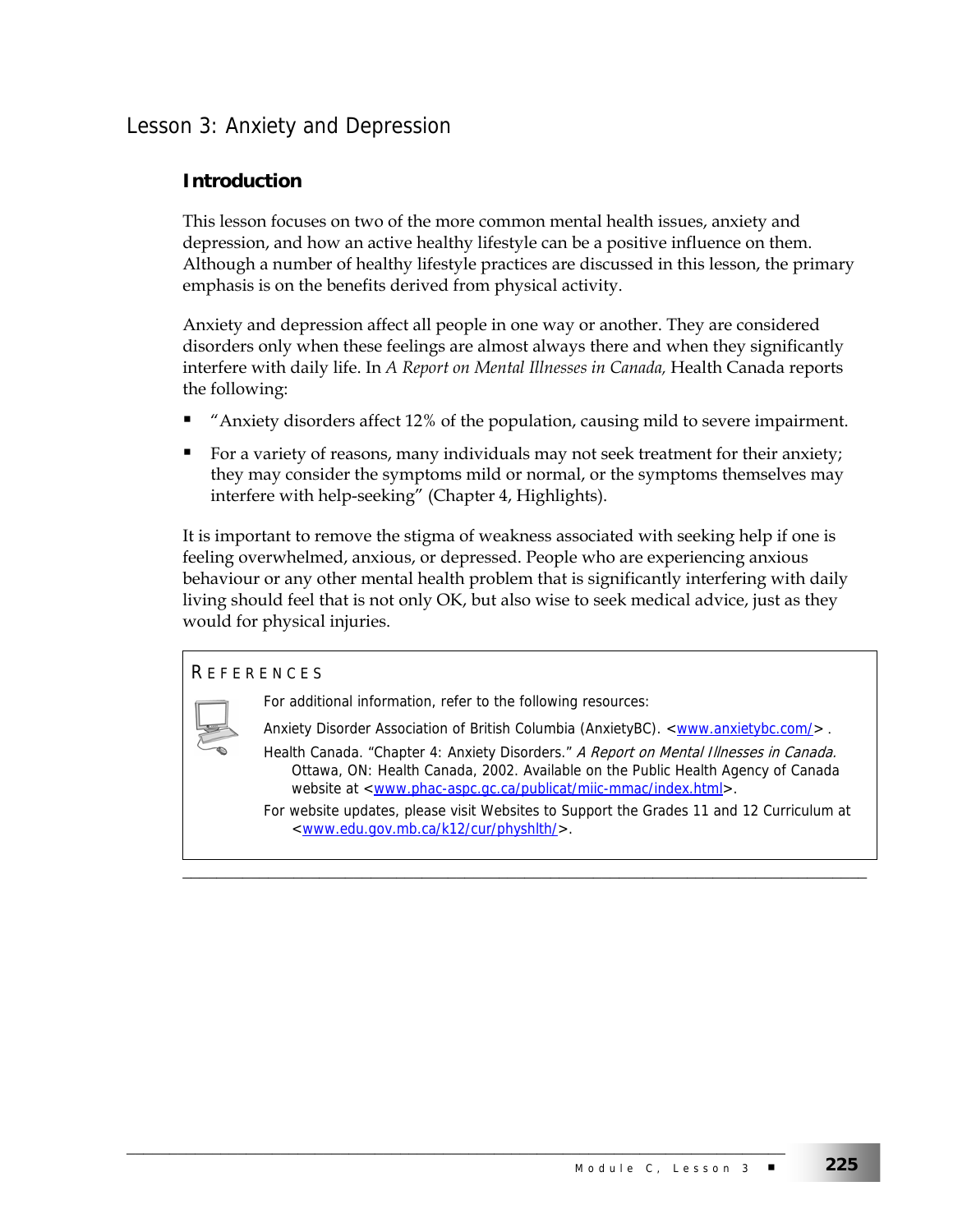# Lesson 3: Anxiety and Depression

## Introduction

This lesson focuses on two of the more common mental health issues, anxiety and depression, and how an active healthy lifestyle can be a positive influence on them. Although a number of healthy lifestyle practices are discussed in this lesson, the primary emphasis is on the benefits derived from physical activity.

Anxiety and depression affect all people in one way or another. They are considered disorders only when these feelings are almost always there and when they significantly interfere with daily life. In *A Report on Mental Illnesses in Canada,* Health Canada reports the following:

- "Anxiety disorders affect 12% of the population, causing mild to severe impairment.
- For a variety of reasons, many individuals may not seek treatment for their anxiety; they may consider the symptoms mild or normal, or the symptoms themselves may interfere with help-seeking" (Chapter 4, Highlights).

It is important to remove the stigma of weakness associated with seeking help if one is feeling overwhelmed, anxious, or depressed. People who are experiencing anxious behaviour or any other mental health problem that is significantly interfering with daily living should feel that is not only OK, but also wise to seek medical advice, just as they would for physical injuries.

### References

For additional information, refer to the following resources:

Anxiety Disorder Association of British Columbia (AnxietyBC). <www.anxietybc.com/> .

Health Canada. "Chapter 4: Anxiety Disorders." *A Report on Mental Illnesses in Canada.* Ottawa, ON: Health Canada, 2002. Available on the Public Health Agency of Canada website at <www.phac-aspc.gc.ca/publicat/miic-mmac/index.html>.

For website updates, please visit Websites to Support the Grades 11 and 12 Curriculum at <www.edu.gov.mb.ca/k12/cur/physhlth/>.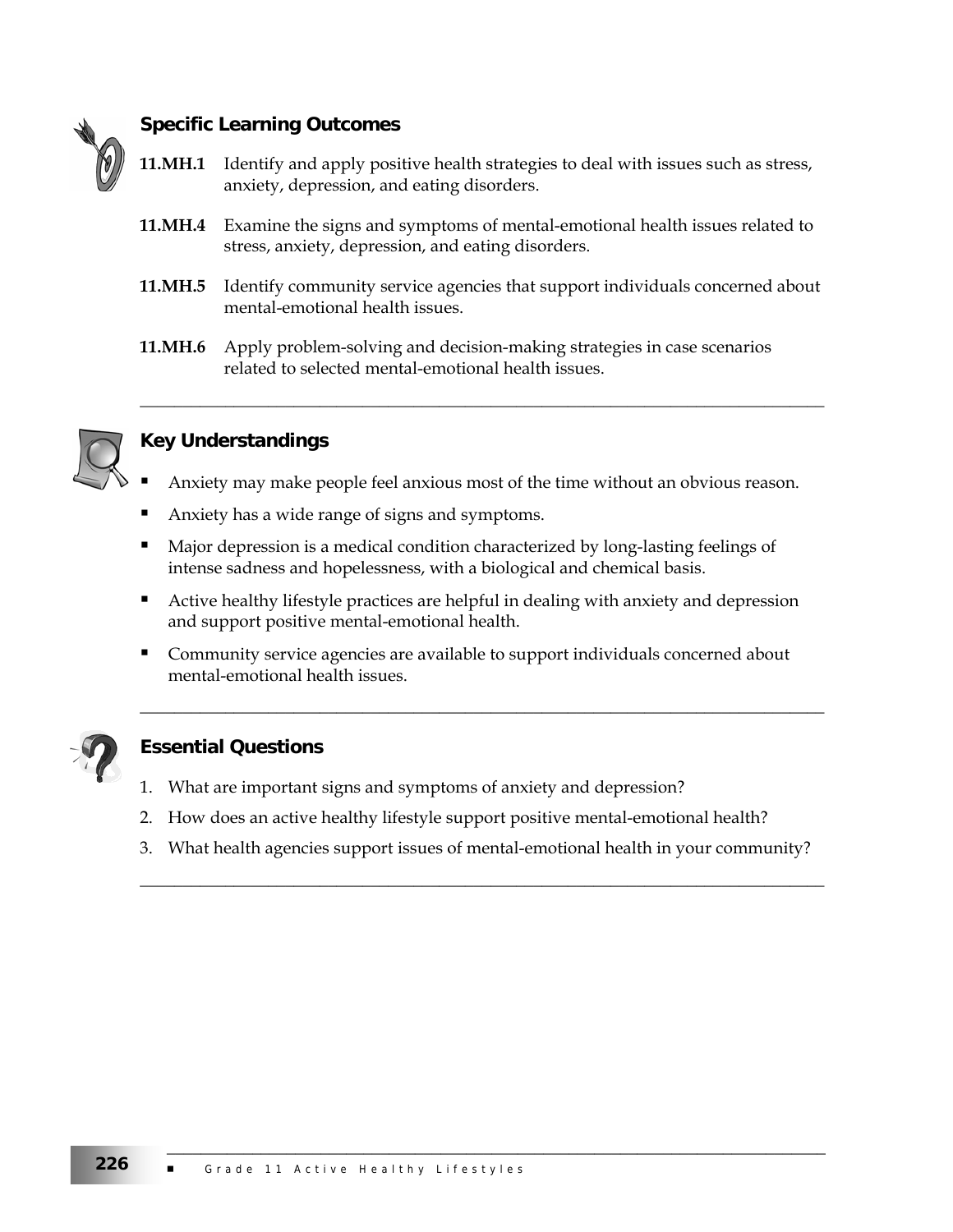## Specific Learning Outcomes

**11.MH.1** Identify and apply positive health strategies to deal with issues such as stress, anxiety, depression, and eating disorders.

**11.MH.4** Examine the signs and symptoms of mental-emotional health issues related to stress, anxiety, depression, and eating disorders.

**11.MH.5** Identify community service agencies that support individuals concerned about mental-emotional health issues.

**11.MH.6** Apply problem-solving and decision-making strategies in case scenarios related to selected mental-emotional health issues.

---

## Key Understandings

- Anxiety may make people feel anxious most of the time without an obvious reason.
- Anxiety has a wide range of signs and symptoms.
- Major depression is a medical condition characterized by long-lasting feelings of intense sadness and hopelessness, with a biological and chemical basis.
- Active healthy lifestyle practices are helpful in dealing with anxiety and depression and support positive mental-emotional health.
- Community service agencies are available to support individuals concerned about mental-emotional health issues.

---

## Essential Questions

1. What are important signs and symptoms of anxiety and depression?
2. How does an active healthy lifestyle support positive mental-emotional health?
3. What health agencies support issues of mental-emotional health in your community?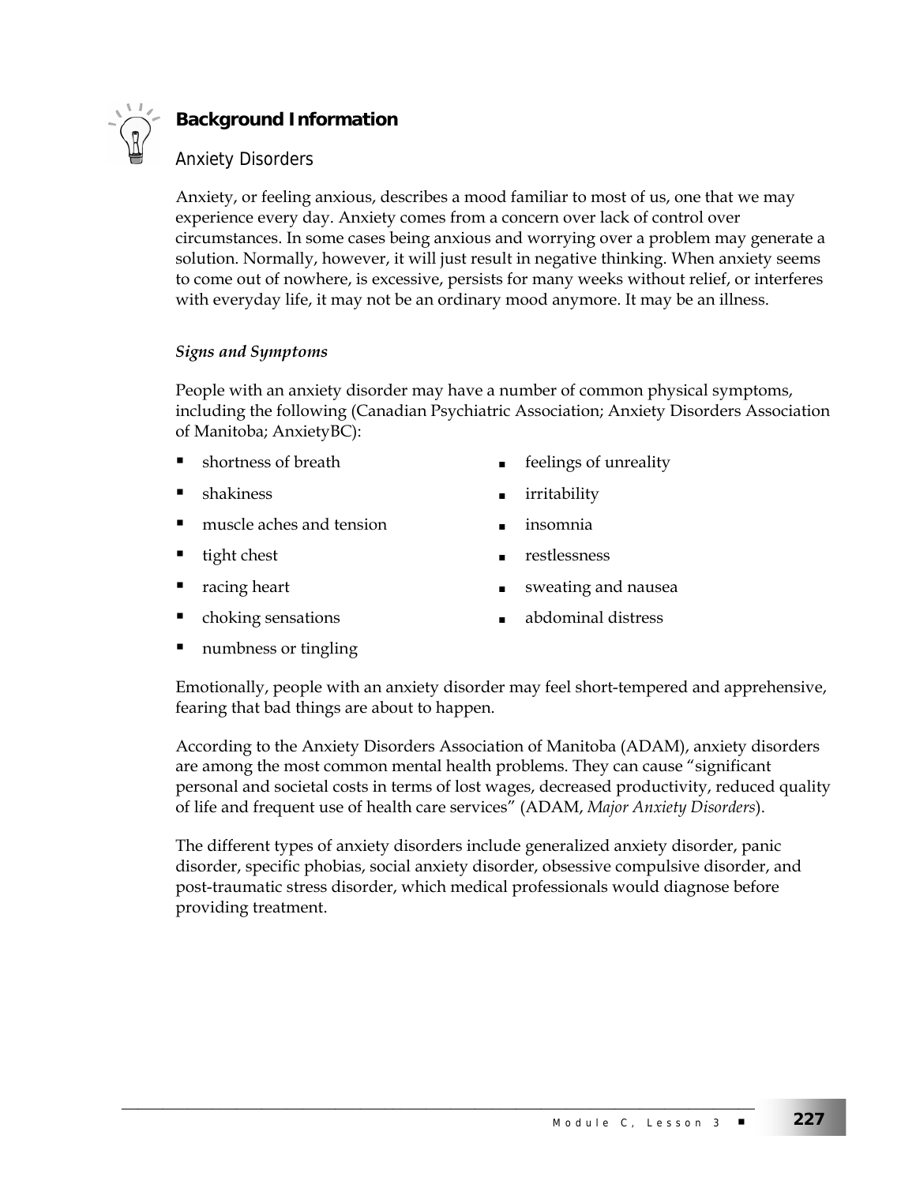## Background Information

### Anxiety Disorders

Anxiety, or feeling anxious, describes a mood familiar to most of us, one that we may experience every day. Anxiety comes from a concern over lack of control over circumstances. In some cases being anxious and worrying over a problem may generate a solution. Normally, however, it will just result in negative thinking. When anxiety seems to come out of nowhere, is excessive, persists for many weeks without relief, or interferes with everyday life, it may not be an ordinary mood anymore. It may be an illness.

#### *Signs and Symptoms*

People with an anxiety disorder may have a number of common physical symptoms, including the following (Canadian Psychiatric Association; Anxiety Disorders Association of Manitoba; AnxietyBC):

- shortness of breath
- shakiness
- muscle aches and tension
- tight chest
- racing heart
- choking sensations
- numbness or tingling
- feelings of unreality
- irritability
- insomnia
- restlessness
- sweating and nausea
- abdominal distress

Emotionally, people with an anxiety disorder may feel short-tempered and apprehensive, fearing that bad things are about to happen.

According to the Anxiety Disorders Association of Manitoba (ADAM), anxiety disorders are among the most common mental health problems. They can cause "significant personal and societal costs in terms of lost wages, decreased productivity, reduced quality of life and frequent use of health care services" (ADAM, *Major Anxiety Disorders*).

The different types of anxiety disorders include generalized anxiety disorder, panic disorder, specific phobias, social anxiety disorder, obsessive compulsive disorder, and post-traumatic stress disorder, which medical professionals would diagnose before providing treatment.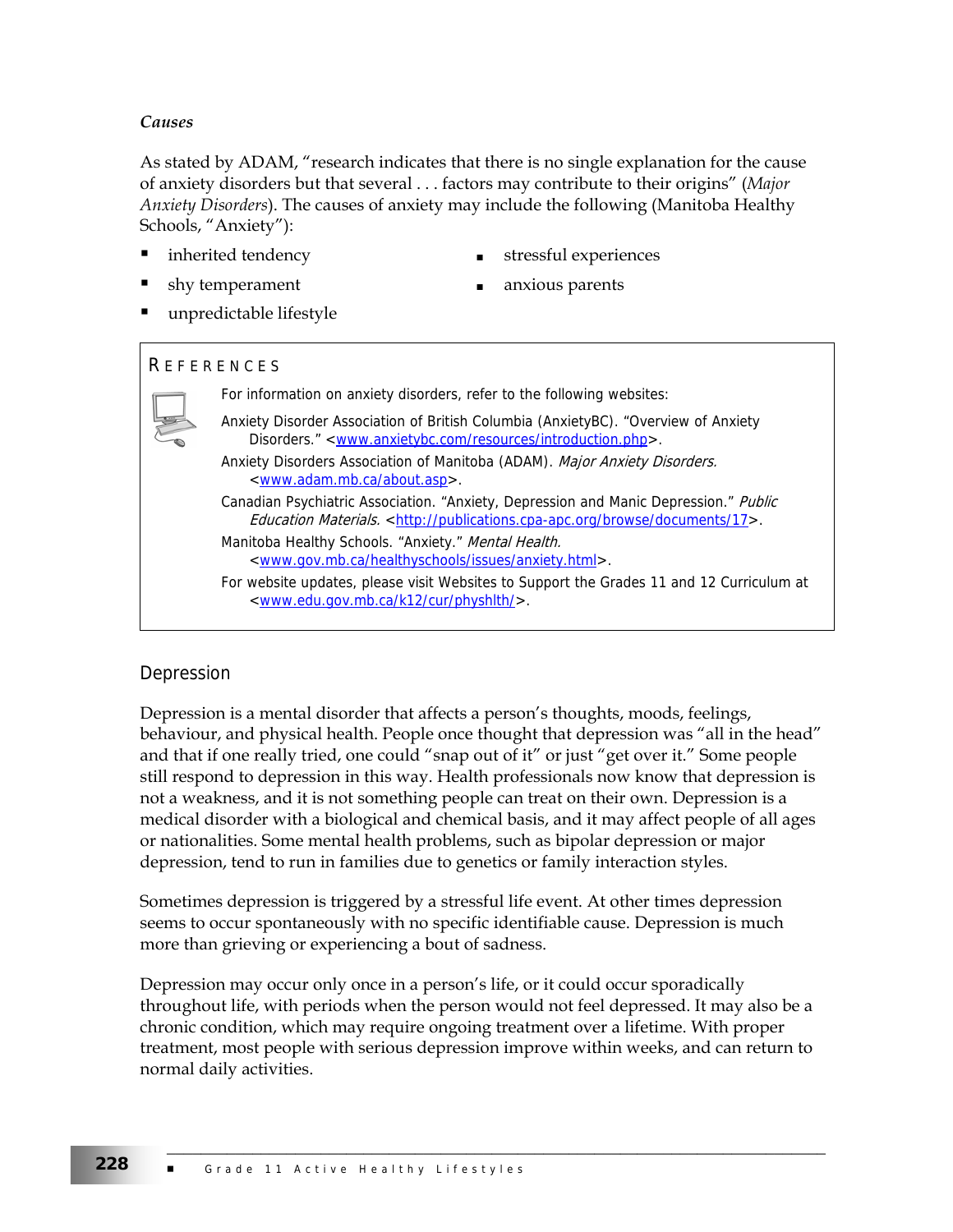***Causes***

As stated by ADAM, "research indicates that there is no single explanation for the cause of anxiety disorders but that several . . . factors may contribute to their origins" (*Major Anxiety Disorders*). The causes of anxiety may include the following (Manitoba Healthy Schools, "Anxiety"):

- inherited tendency
- shy temperament
- unpredictable lifestyle
- stressful experiences
- anxious parents

> **REFERENCES**
>
> For information on anxiety disorders, refer to the following websites:
>
> Anxiety Disorder Association of British Columbia (AnxietyBC). "Overview of Anxiety Disorders." <www.anxietybc.com/resources/introduction.php>.
>
> Anxiety Disorders Association of Manitoba (ADAM). *Major Anxiety Disorders.* <www.adam.mb.ca/about.asp>.
>
> Canadian Psychiatric Association. "Anxiety, Depression and Manic Depression." *Public Education Materials.* <http://publications.cpa-apc.org/browse/documents/17>.
>
> Manitoba Healthy Schools. "Anxiety." *Mental Health.* <www.gov.mb.ca/healthyschools/issues/anxiety.html>.
>
> For website updates, please visit Websites to Support the Grades 11 and 12 Curriculum at <www.edu.gov.mb.ca/k12/cur/physhlth/>.

## Depression

Depression is a mental disorder that affects a person's thoughts, moods, feelings, behaviour, and physical health. People once thought that depression was "all in the head" and that if one really tried, one could "snap out of it" or just "get over it." Some people still respond to depression in this way. Health professionals now know that depression is not a weakness, and it is not something people can treat on their own. Depression is a medical disorder with a biological and chemical basis, and it may affect people of all ages or nationalities. Some mental health problems, such as bipolar depression or major depression, tend to run in families due to genetics or family interaction styles.

Sometimes depression is triggered by a stressful life event. At other times depression seems to occur spontaneously with no specific identifiable cause. Depression is much more than grieving or experiencing a bout of sadness.

Depression may occur only once in a person's life, or it could occur sporadically throughout life, with periods when the person would not feel depressed. It may also be a chronic condition, which may require ongoing treatment over a lifetime. With proper treatment, most people with serious depression improve within weeks, and can return to normal daily activities.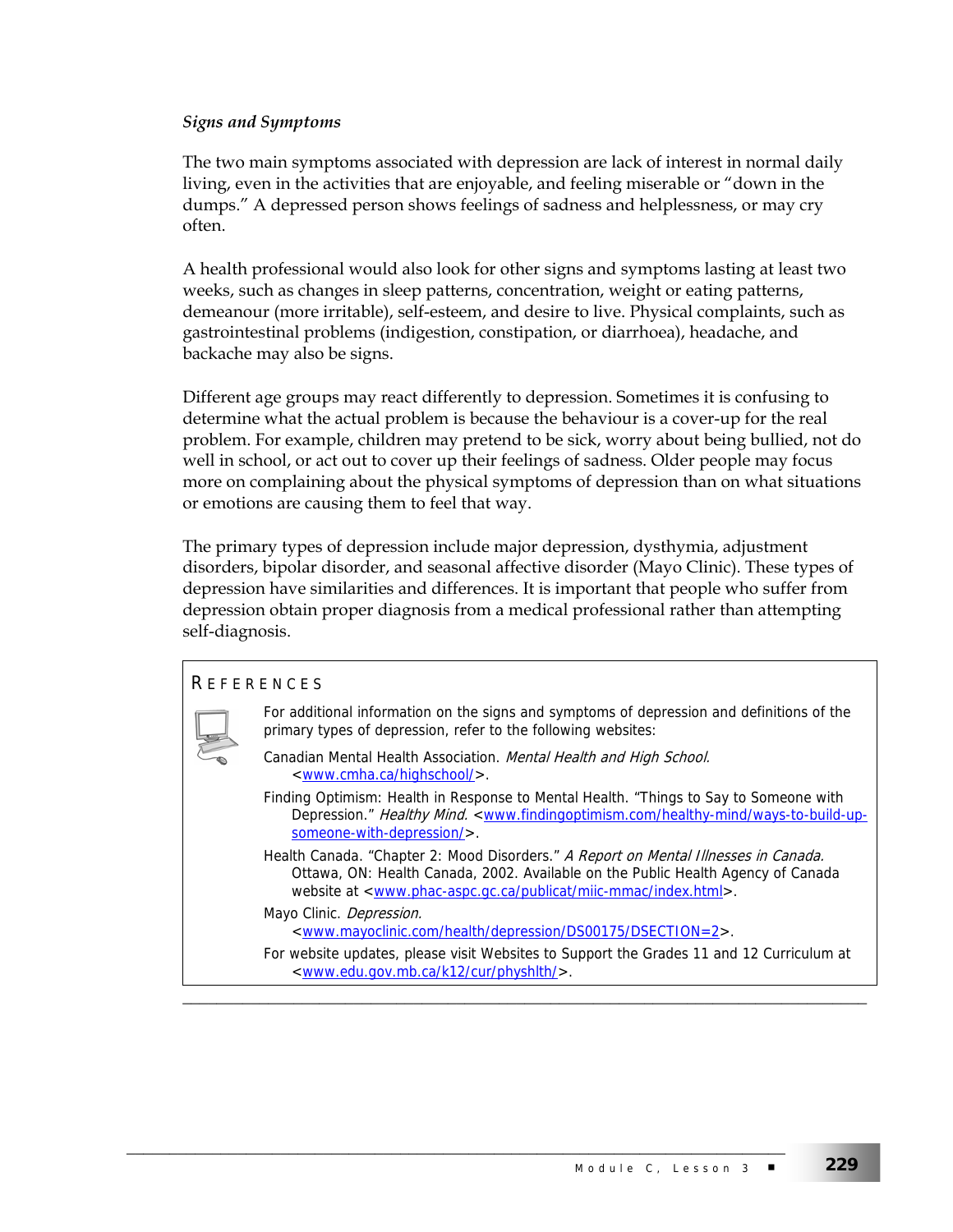### *Signs and Symptoms*

The two main symptoms associated with depression are lack of interest in normal daily living, even in the activities that are enjoyable, and feeling miserable or "down in the dumps." A depressed person shows feelings of sadness and helplessness, or may cry often.

A health professional would also look for other signs and symptoms lasting at least two weeks, such as changes in sleep patterns, concentration, weight or eating patterns, demeanour (more irritable), self-esteem, and desire to live. Physical complaints, such as gastrointestinal problems (indigestion, constipation, or diarrhoea), headache, and backache may also be signs.

Different age groups may react differently to depression. Sometimes it is confusing to determine what the actual problem is because the behaviour is a cover-up for the real problem. For example, children may pretend to be sick, worry about being bullied, not do well in school, or act out to cover up their feelings of sadness. Older people may focus more on complaining about the physical symptoms of depression than on what situations or emotions are causing them to feel that way.

The primary types of depression include major depression, dysthymia, adjustment disorders, bipolar disorder, and seasonal affective disorder (Mayo Clinic). These types of depression have similarities and differences. It is important that people who suffer from depression obtain proper diagnosis from a medical professional rather than attempting self-diagnosis.

#### REFERENCES

For additional information on the signs and symptoms of depression and definitions of the primary types of depression, refer to the following websites:

Canadian Mental Health Association. *Mental Health and High School.* <www.cmha.ca/highschool/>.

Finding Optimism: Health in Response to Mental Health. "Things to Say to Someone with Depression." *Healthy Mind.* <www.findingoptimism.com/healthy-mind/ways-to-build-up-someone-with-depression/>.

Health Canada. "Chapter 2: Mood Disorders." *A Report on Mental Illnesses in Canada.* Ottawa, ON: Health Canada, 2002. Available on the Public Health Agency of Canada website at <www.phac-aspc.gc.ca/publicat/miic-mmac/index.html>.

Mayo Clinic. *Depression.* <www.mayoclinic.com/health/depression/DS00175/DSECTION=2>.

For website updates, please visit Websites to Support the Grades 11 and 12 Curriculum at <www.edu.gov.mb.ca/k12/cur/physhlth/>.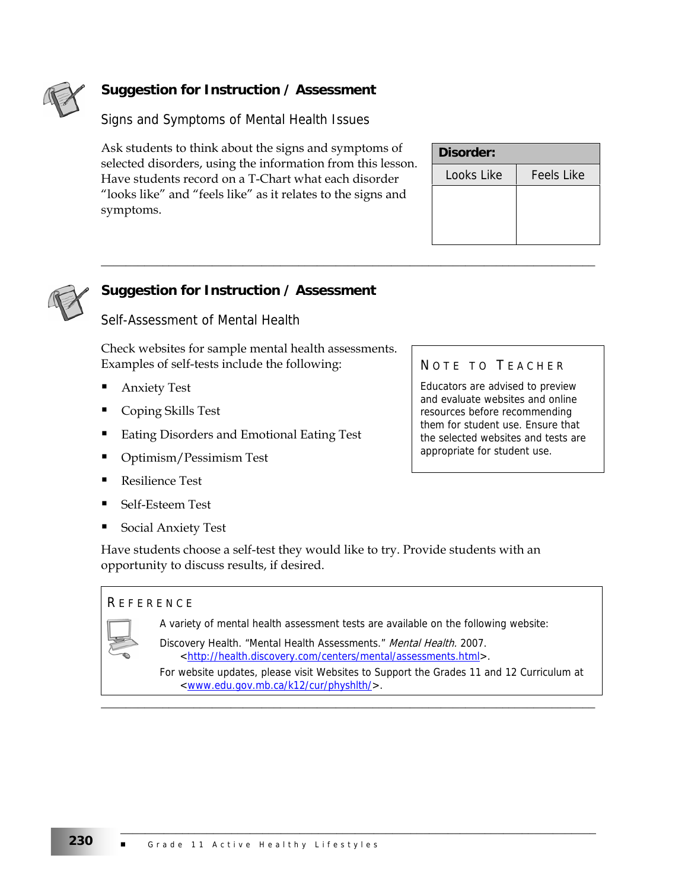## Suggestion for Instruction / Assessment

### Signs and Symptoms of Mental Health Issues

Ask students to think about the signs and symptoms of selected disorders, using the information from this lesson. Have students record on a T-Chart what each disorder "looks like" and "feels like" as it relates to the signs and symptoms.

| **Disorder:** | |
|---|---|
| Looks Like | Feels Like |
| | |

---

## Suggestion for Instruction / Assessment

### Self-Assessment of Mental Health

Check websites for sample mental health assessments. Examples of self-tests include the following:

- Anxiety Test
- Coping Skills Test
- Eating Disorders and Emotional Eating Test
- Optimism/Pessimism Test
- Resilience Test
- Self-Esteem Test
- Social Anxiety Test

Have students choose a self-test they would like to try. Provide students with an opportunity to discuss results, if desired.

> **NOTE TO TEACHER**
>
> Educators are advised to preview and evaluate websites and online resources before recommending them for student use. Ensure that the selected websites and tests are appropriate for student use.

> **REFERENCE**
>
> A variety of mental health assessment tests are available on the following website:
>
> Discovery Health. "Mental Health Assessments." *Mental Health.* 2007. <http://health.discovery.com/centers/mental/assessments.html>.
>
> For website updates, please visit Websites to Support the Grades 11 and 12 Curriculum at <www.edu.gov.mb.ca/k12/cur/physhlth/>.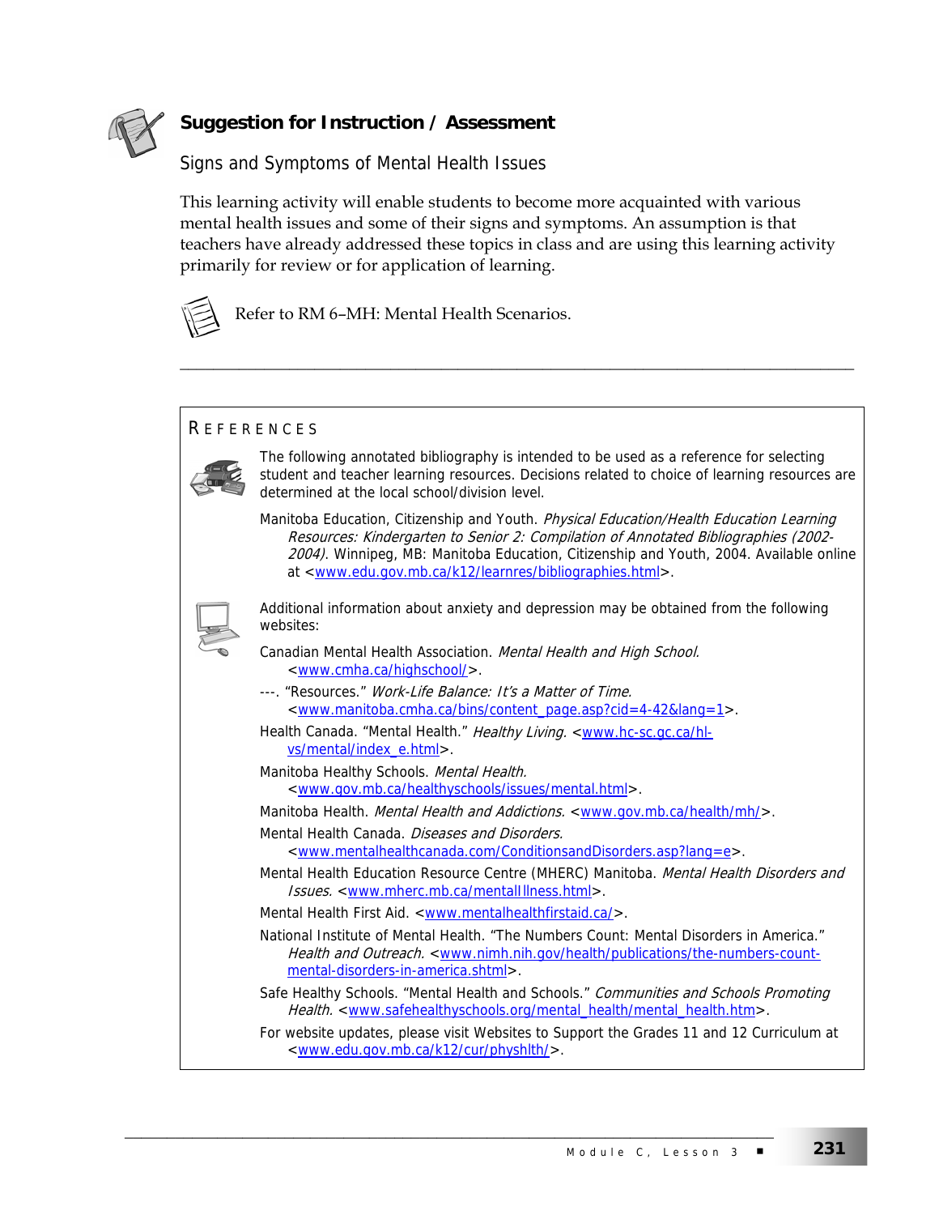## Suggestion for Instruction / Assessment

### Signs and Symptoms of Mental Health Issues

This learning activity will enable students to become more acquainted with various mental health issues and some of their signs and symptoms. An assumption is that teachers have already addressed these topics in class and are using this learning activity primarily for review or for application of learning.

Refer to RM 6–MH: Mental Health Scenarios.

---

## References

The following annotated bibliography is intended to be used as a reference for selecting student and teacher learning resources. Decisions related to choice of learning resources are determined at the local school/division level.

Manitoba Education, Citizenship and Youth. *Physical Education/Health Education Learning Resources: Kindergarten to Senior 2: Compilation of Annotated Bibliographies (2002-2004)*. Winnipeg, MB: Manitoba Education, Citizenship and Youth, 2004. Available online at <www.edu.gov.mb.ca/k12/learnres/bibliographies.html>.

Additional information about anxiety and depression may be obtained from the following websites:

Canadian Mental Health Association. *Mental Health and High School.* <www.cmha.ca/highschool/>.

---. "Resources." *Work-Life Balance: It's a Matter of Time.* <www.manitoba.cmha.ca/bins/content_page.asp?cid=4-42&lang=1>.

Health Canada. "Mental Health." *Healthy Living.* <www.hc-sc.gc.ca/hl-vs/mental/index_e.html>.

Manitoba Healthy Schools. *Mental Health.* <www.gov.mb.ca/healthyschools/issues/mental.html>.

Manitoba Health. *Mental Health and Addictions.* <www.gov.mb.ca/health/mh/>.

Mental Health Canada. *Diseases and Disorders.* <www.mentalhealthcanada.com/ConditionsandDisorders.asp?lang=e>.

Mental Health Education Resource Centre (MHERC) Manitoba. *Mental Health Disorders and Issues.* <www.mherc.mb.ca/mentalIllness.html>.

Mental Health First Aid. <www.mentalhealthfirstaid.ca/>.

National Institute of Mental Health. "The Numbers Count: Mental Disorders in America." *Health and Outreach.* <www.nimh.nih.gov/health/publications/the-numbers-count-mental-disorders-in-america.shtml>.

Safe Healthy Schools. "Mental Health and Schools." *Communities and Schools Promoting Health.* <www.safehealthyschools.org/mental_health/mental_health.htm>.

For website updates, please visit Websites to Support the Grades 11 and 12 Curriculum at <www.edu.gov.mb.ca/k12/cur/physhlth/>.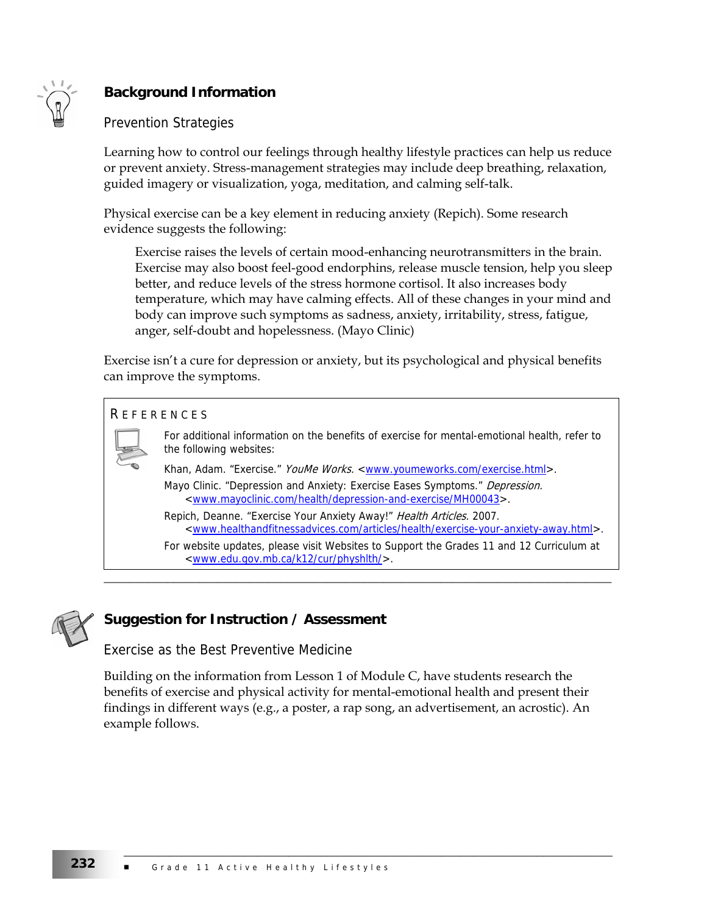## Background Information

### Prevention Strategies

Learning how to control our feelings through healthy lifestyle practices can help us reduce or prevent anxiety. Stress-management strategies may include deep breathing, relaxation, guided imagery or visualization, yoga, meditation, and calming self-talk.

Physical exercise can be a key element in reducing anxiety (Repich). Some research evidence suggests the following:

> Exercise raises the levels of certain mood-enhancing neurotransmitters in the brain. Exercise may also boost feel-good endorphins, release muscle tension, help you sleep better, and reduce levels of the stress hormone cortisol. It also increases body temperature, which may have calming effects. All of these changes in your mind and body can improve such symptoms as sadness, anxiety, irritability, stress, fatigue, anger, self-doubt and hopelessness. (Mayo Clinic)

Exercise isn't a cure for depression or anxiety, but its psychological and physical benefits can improve the symptoms.

**REFERENCES**

For additional information on the benefits of exercise for mental-emotional health, refer to the following websites:

Khan, Adam. "Exercise." *YouMe Works.* <www.youmeworks.com/exercise.html>.

Mayo Clinic. "Depression and Anxiety: Exercise Eases Symptoms." *Depression.* <www.mayoclinic.com/health/depression-and-exercise/MH00043>.

Repich, Deanne. "Exercise Your Anxiety Away!" *Health Articles.* 2007. <www.healthandfitnessadvices.com/articles/health/exercise-your-anxiety-away.html>.

For website updates, please visit Websites to Support the Grades 11 and 12 Curriculum at <www.edu.gov.mb.ca/k12/cur/physhlth/>.

---

## Suggestion for Instruction / Assessment

### Exercise as the Best Preventive Medicine

Building on the information from Lesson 1 of Module C, have students research the benefits of exercise and physical activity for mental-emotional health and present their findings in different ways (e.g., a poster, a rap song, an advertisement, an acrostic). An example follows.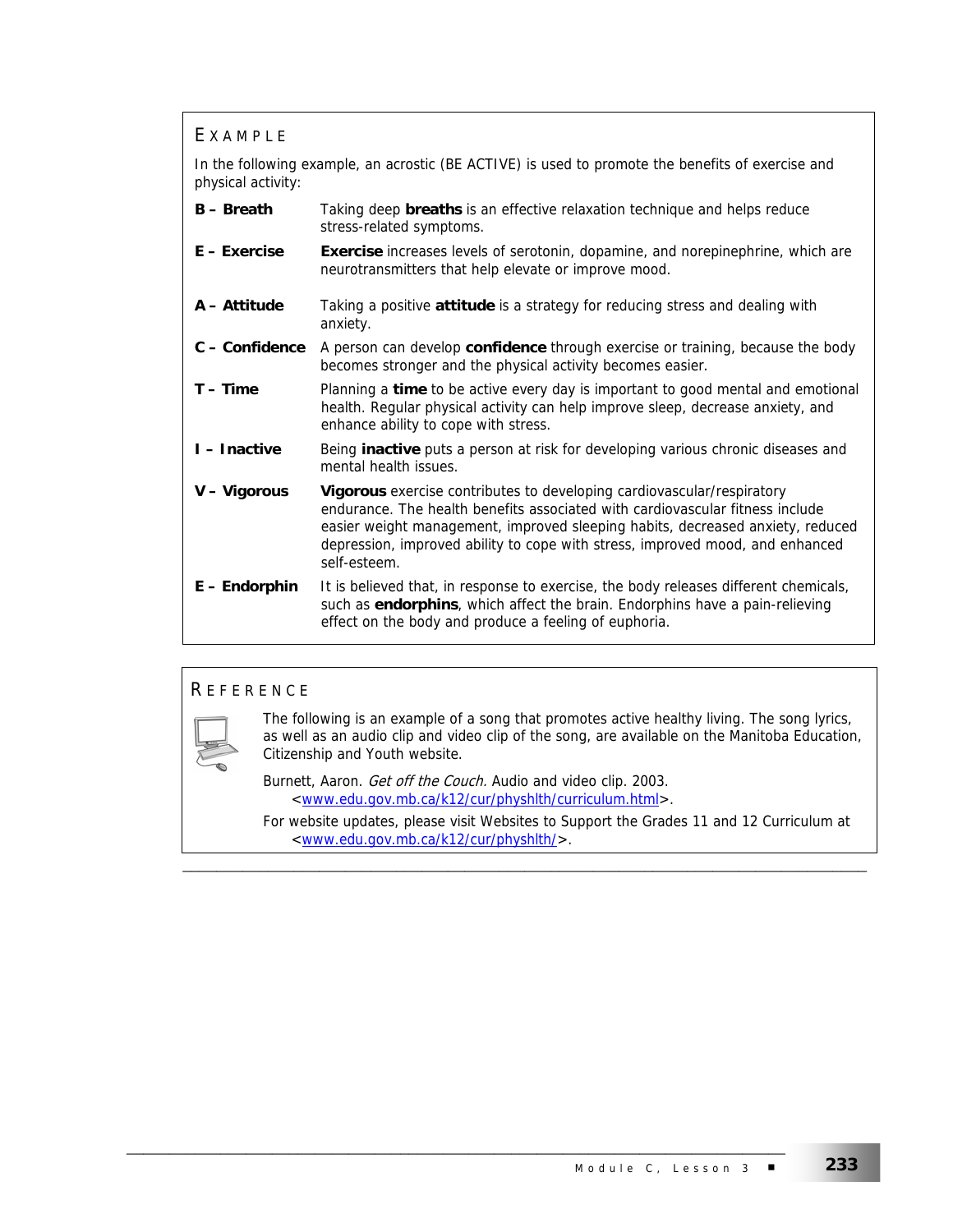## Example

In the following example, an acrostic (BE ACTIVE) is used to promote the benefits of exercise and physical activity:

| | |
|---|---|
| **B – Breath** | Taking deep **breaths** is an effective relaxation technique and helps reduce stress-related symptoms. |
| **E – Exercise** | **Exercise** increases levels of serotonin, dopamine, and norepinephrine, which are neurotransmitters that help elevate or improve mood. |
| **A – Attitude** | Taking a positive **attitude** is a strategy for reducing stress and dealing with anxiety. |
| **C – Confidence** | A person can develop **confidence** through exercise or training, because the body becomes stronger and the physical activity becomes easier. |
| **T – Time** | Planning a **time** to be active every day is important to good mental and emotional health. Regular physical activity can help improve sleep, decrease anxiety, and enhance ability to cope with stress. |
| **I – Inactive** | Being **inactive** puts a person at risk for developing various chronic diseases and mental health issues. |
| **V – Vigorous** | **Vigorous** exercise contributes to developing cardiovascular/respiratory endurance. The health benefits associated with cardiovascular fitness include easier weight management, improved sleeping habits, decreased anxiety, reduced depression, improved ability to cope with stress, improved mood, and enhanced self-esteem. |
| **E – Endorphin** | It is believed that, in response to exercise, the body releases different chemicals, such as **endorphins**, which affect the brain. Endorphins have a pain-relieving effect on the body and produce a feeling of euphoria. |

## Reference

The following is an example of a song that promotes active healthy living. The song lyrics, as well as an audio clip and video clip of the song, are available on the Manitoba Education, Citizenship and Youth website.

Burnett, Aaron. *Get off the Couch.* Audio and video clip. 2003. <www.edu.gov.mb.ca/k12/cur/physhlth/curriculum.html>.

For website updates, please visit Websites to Support the Grades 11 and 12 Curriculum at <www.edu.gov.mb.ca/k12/cur/physhlth/>.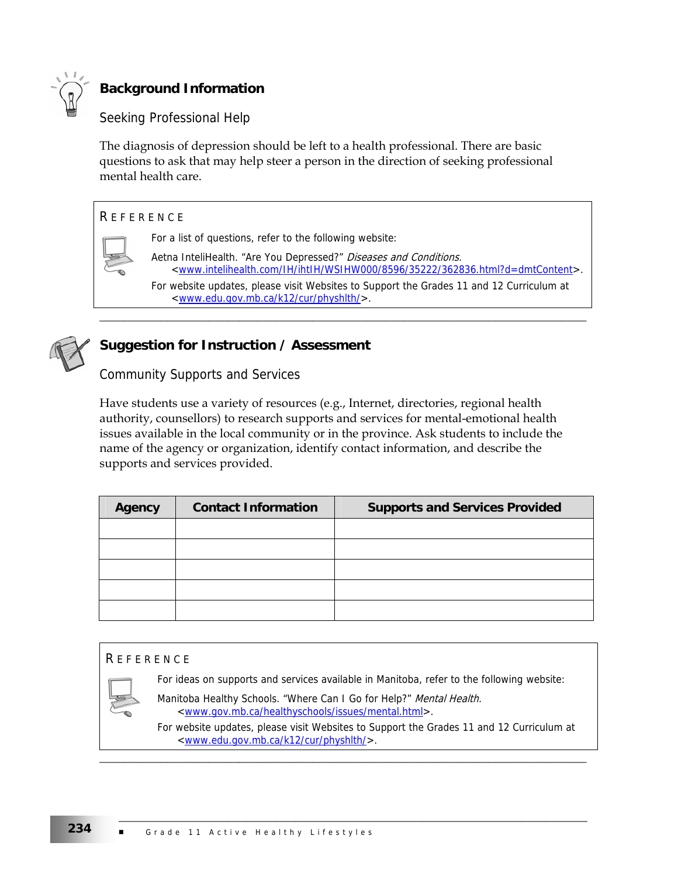## Background Information

### Seeking Professional Help

The diagnosis of depression should be left to a health professional. There are basic questions to ask that may help steer a person in the direction of seeking professional mental health care.

> **REFERENCE**
>
> For a list of questions, refer to the following website:
>
> Aetna InteliHealth. "Are You Depressed?" *Diseases and Conditions.* <www.intelihealth.com/IH/ihtIH/WSIHW000/8596/35222/362836.html?d=dmtContent>.
>
> For website updates, please visit Websites to Support the Grades 11 and 12 Curriculum at <www.edu.gov.mb.ca/k12/cur/physhlth/>.

---

## Suggestion for Instruction / Assessment

### Community Supports and Services

Have students use a variety of resources (e.g., Internet, directories, regional health authority, counsellors) to research supports and services for mental-emotional health issues available in the local community or in the province. Ask students to include the name of the agency or organization, identify contact information, and describe the supports and services provided.

| Agency | Contact Information | Supports and Services Provided |
|---|---|---|
| | | |
| | | |
| | | |
| | | |
| | | |

> **REFERENCE**
>
> For ideas on supports and services available in Manitoba, refer to the following website:
>
> Manitoba Healthy Schools. "Where Can I Go for Help?" *Mental Health.* <www.gov.mb.ca/healthyschools/issues/mental.html>.
>
> For website updates, please visit Websites to Support the Grades 11 and 12 Curriculum at <www.edu.gov.mb.ca/k12/cur/physhlth/>.

---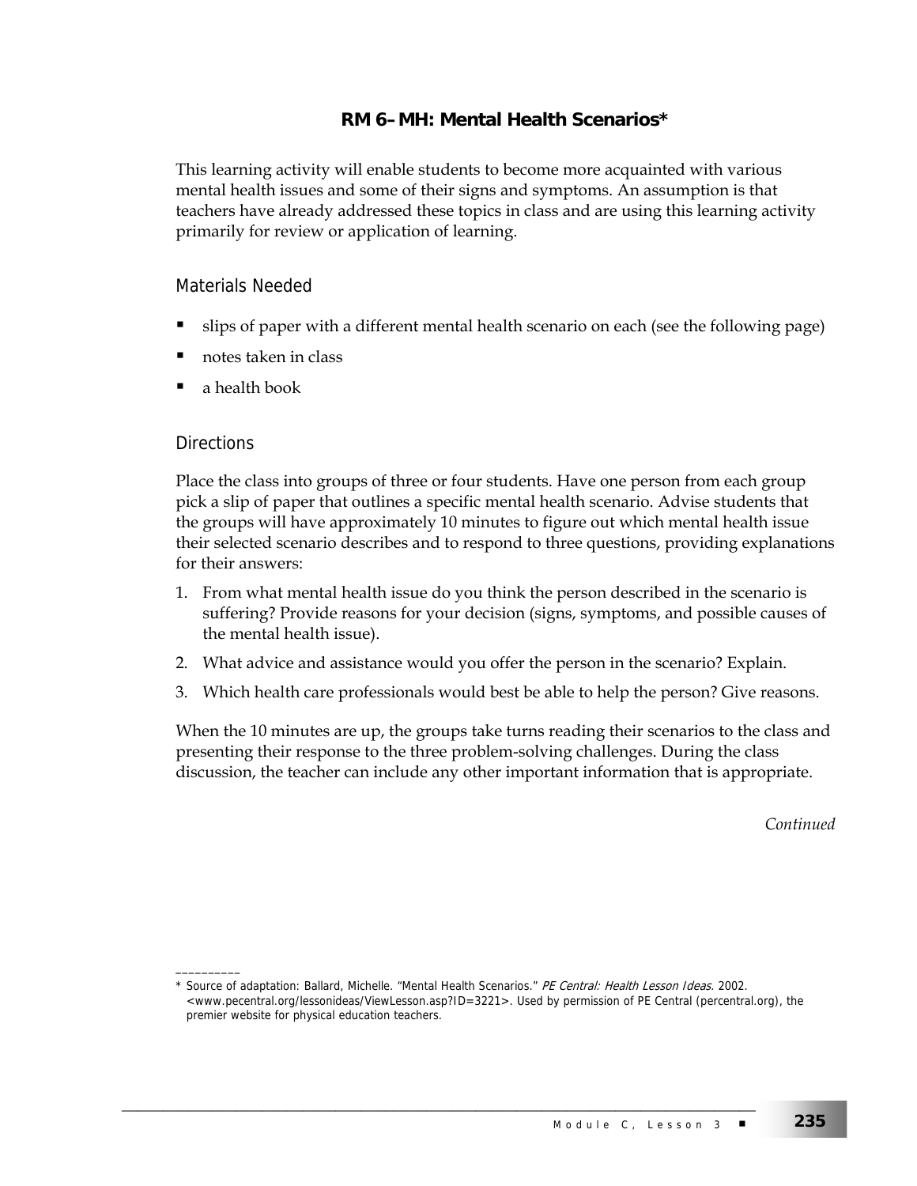## RM 6–MH: Mental Health Scenarios*

This learning activity will enable students to become more acquainted with various mental health issues and some of their signs and symptoms. An assumption is that teachers have already addressed these topics in class and are using this learning activity primarily for review or application of learning.

### Materials Needed

- slips of paper with a different mental health scenario on each (see the following page)
- notes taken in class
- a health book

### Directions

Place the class into groups of three or four students. Have one person from each group pick a slip of paper that outlines a specific mental health scenario. Advise students that the groups will have approximately 10 minutes to figure out which mental health issue their selected scenario describes and to respond to three questions, providing explanations for their answers:

1. From what mental health issue do you think the person described in the scenario is suffering? Provide reasons for your decision (signs, symptoms, and possible causes of the mental health issue).
2. What advice and assistance would you offer the person in the scenario? Explain.
3. Which health care professionals would best be able to help the person? Give reasons.

When the 10 minutes are up, the groups take turns reading their scenarios to the class and presenting their response to the three problem-solving challenges. During the class discussion, the teacher can include any other important information that is appropriate.

*Continued*

---

\* Source of adaptation: Ballard, Michelle. "Mental Health Scenarios." *PE Central: Health Lesson Ideas.* 2002. <www.pecentral.org/lessonideas/ViewLesson.asp?ID=3221>. Used by permission of PE Central (percentral.org), the premier website for physical education teachers.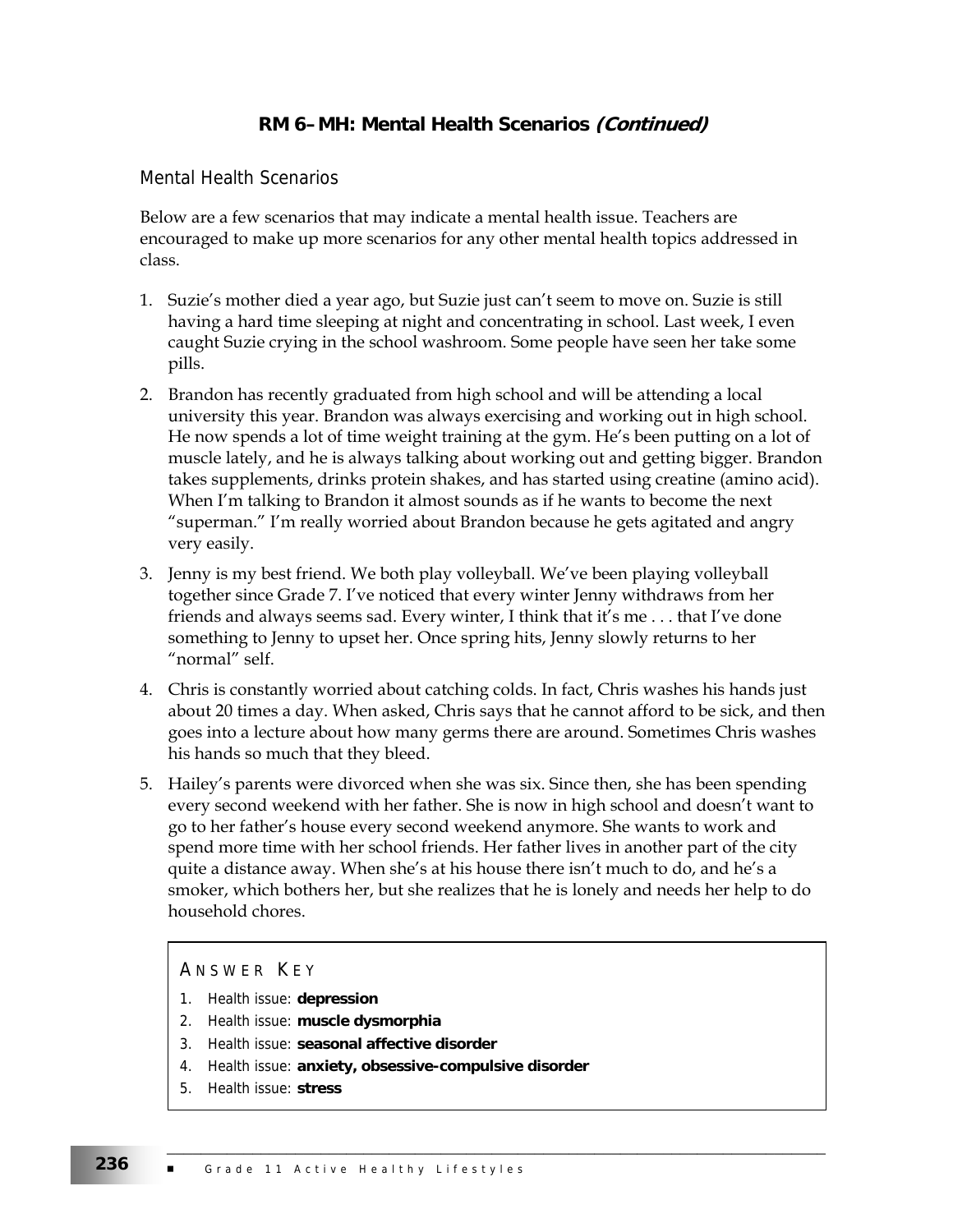## RM 6–MH: Mental Health Scenarios *(Continued)*

### Mental Health Scenarios

Below are a few scenarios that may indicate a mental health issue. Teachers are encouraged to make up more scenarios for any other mental health topics addressed in class.

1. Suzie's mother died a year ago, but Suzie just can't seem to move on. Suzie is still having a hard time sleeping at night and concentrating in school. Last week, I even caught Suzie crying in the school washroom. Some people have seen her take some pills.
2. Brandon has recently graduated from high school and will be attending a local university this year. Brandon was always exercising and working out in high school. He now spends a lot of time weight training at the gym. He's been putting on a lot of muscle lately, and he is always talking about working out and getting bigger. Brandon takes supplements, drinks protein shakes, and has started using creatine (amino acid). When I'm talking to Brandon it almost sounds as if he wants to become the next "superman." I'm really worried about Brandon because he gets agitated and angry very easily.
3. Jenny is my best friend. We both play volleyball. We've been playing volleyball together since Grade 7. I've noticed that every winter Jenny withdraws from her friends and always seems sad. Every winter, I think that it's me . . . that I've done something to Jenny to upset her. Once spring hits, Jenny slowly returns to her "normal" self.
4. Chris is constantly worried about catching colds. In fact, Chris washes his hands just about 20 times a day. When asked, Chris says that he cannot afford to be sick, and then goes into a lecture about how many germs there are around. Sometimes Chris washes his hands so much that they bleed.
5. Hailey's parents were divorced when she was six. Since then, she has been spending every second weekend with her father. She is now in high school and doesn't want to go to her father's house every second weekend anymore. She wants to work and spend more time with her school friends. Her father lives in another part of the city quite a distance away. When she's at his house there isn't much to do, and he's a smoker, which bothers her, but she realizes that he is lonely and needs her help to do household chores.

**ANSWER KEY**

1. Health issue: **depression**
2. Health issue: **muscle dysmorphia**
3. Health issue: **seasonal affective disorder**
4. Health issue: **anxiety, obsessive-compulsive disorder**
5. Health issue: **stress**